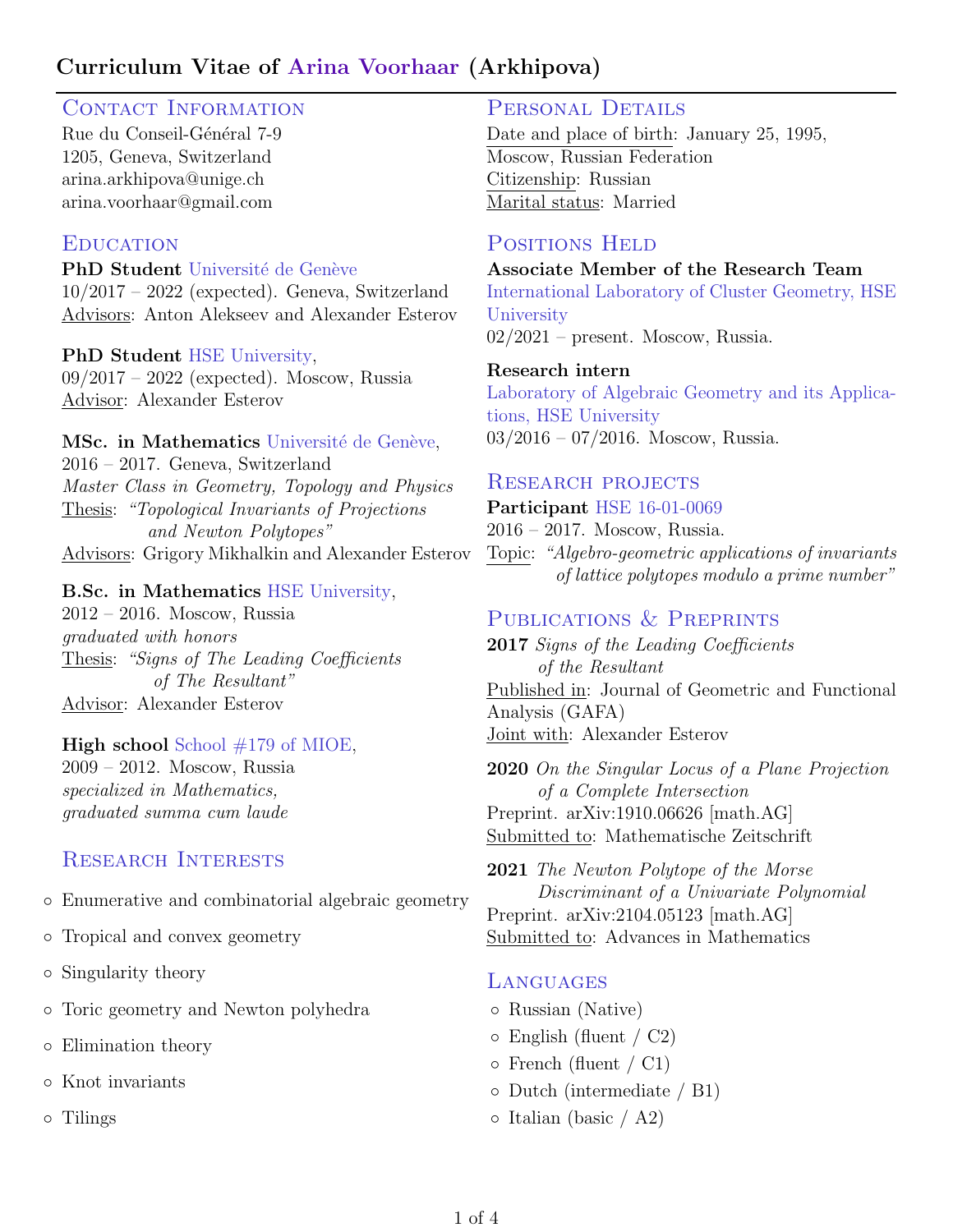# Curriculum Vitae of Arina Voorhaar (Arkhipova)

## Contact Information

Rue du Conseil-Général 7-9
1205, Geneva, Switzerland
arina.arkhipova@unige.ch
arina.voorhaar@gmail.com

## Education

**PhD Student** Université de Genève
10/2017 – 2022 (expected). Geneva, Switzerland
Advisors: Anton Alekseev and Alexander Esterov

**PhD Student** HSE University,
09/2017 – 2022 (expected). Moscow, Russia
Advisor: Alexander Esterov

**MSc. in Mathematics** Université de Genève,
2016 – 2017. Geneva, Switzerland
*Master Class in Geometry, Topology and Physics*
Thesis: *"Topological Invariants of Projections and Newton Polytopes"*
Advisors: Grigory Mikhalkin and Alexander Esterov

**B.Sc. in Mathematics** HSE University,
2012 – 2016. Moscow, Russia
*graduated with honors*
Thesis: *"Signs of The Leading Coefficients of The Resultant"*
Advisor: Alexander Esterov

**High school** School #179 of MIOE,
2009 – 2012. Moscow, Russia
*specialized in Mathematics,*
*graduated summa cum laude*

## Research Interests

- Enumerative and combinatorial algebraic geometry
- Tropical and convex geometry
- Singularity theory
- Toric geometry and Newton polyhedra
- Elimination theory
- Knot invariants
- Tilings

## Personal Details

Date and place of birth: January 25, 1995, Moscow, Russian Federation
Citizenship: Russian
Marital status: Married

## Positions Held

**Associate Member of the Research Team**
International Laboratory of Cluster Geometry, HSE University
02/2021 – present. Moscow, Russia.

**Research intern**
Laboratory of Algebraic Geometry and its Applications, HSE University
03/2016 – 07/2016. Moscow, Russia.

## Research projects

**Participant** HSE 16-01-0069
2016 – 2017. Moscow, Russia.
Topic: *"Algebro-geometric applications of invariants of lattice polytopes modulo a prime number"*

## Publications & Preprints

**2017** *Signs of the Leading Coefficients of the Resultant*
Published in: Journal of Geometric and Functional Analysis (GAFA)
Joint with: Alexander Esterov

**2020** *On the Singular Locus of a Plane Projection of a Complete Intersection*
Preprint. arXiv:1910.06626 [math.AG]
Submitted to: Mathematische Zeitschrift

**2021** *The Newton Polytope of the Morse Discriminant of a Univariate Polynomial*
Preprint. arXiv:2104.05123 [math.AG]
Submitted to: Advances in Mathematics

## Languages

- Russian (Native)
- English (fluent / C2)
- French (fluent / C1)
- Dutch (intermediate / B1)
- Italian (basic / A2)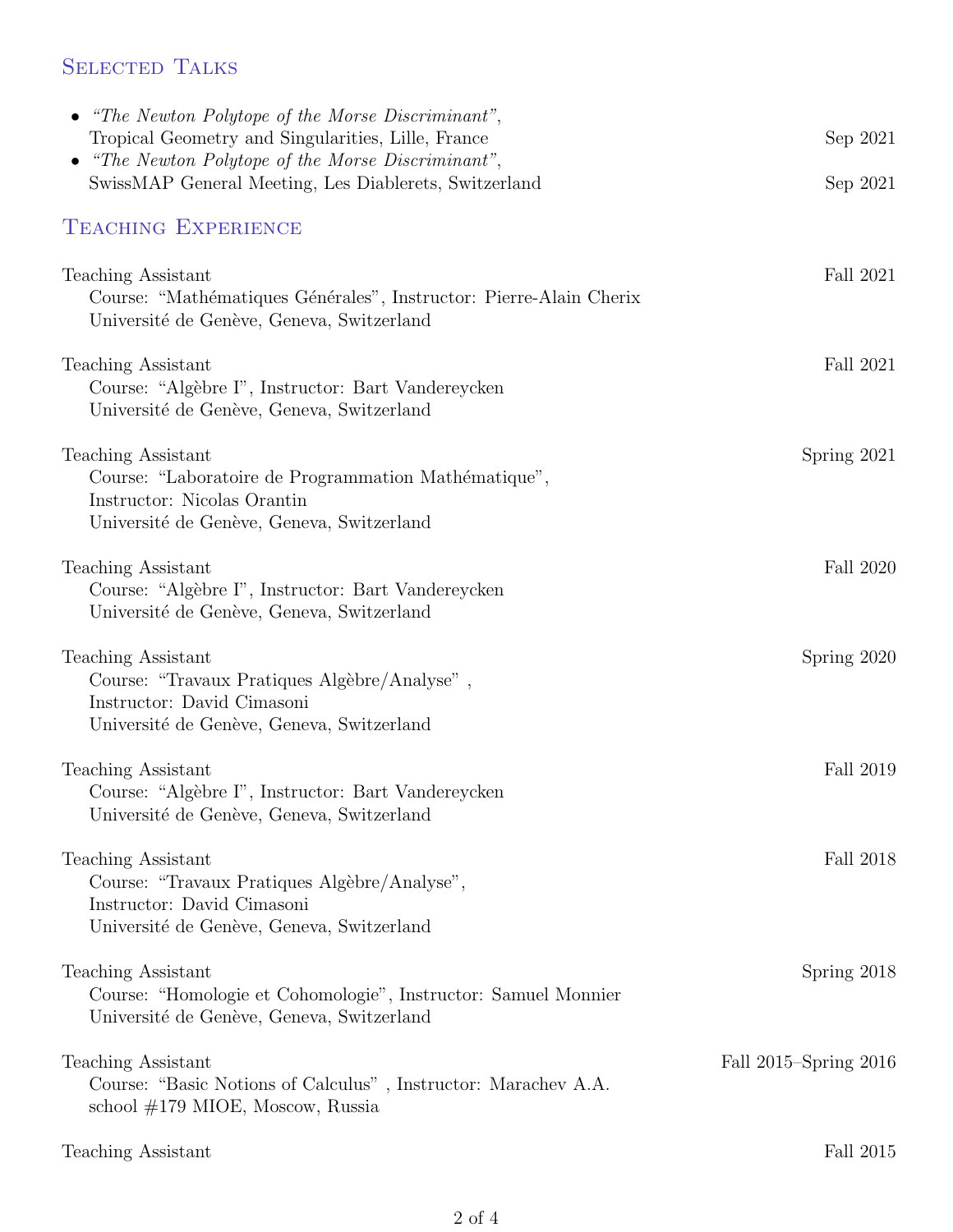## Selected Talks

- *"The Newton Polytope of the Morse Discriminant"*,
  Tropical Geometry and Singularities, Lille, France — Sep 2021
- *"The Newton Polytope of the Morse Discriminant"*,
  SwissMAP General Meeting, Les Diablerets, Switzerland — Sep 2021

## Teaching Experience

**Teaching Assistant** — Fall 2021
Course: "Mathématiques Générales", Instructor: Pierre-Alain Cherix
Université de Genève, Geneva, Switzerland

**Teaching Assistant** — Fall 2021
Course: "Algèbre I", Instructor: Bart Vandereycken
Université de Genève, Geneva, Switzerland

**Teaching Assistant** — Spring 2021
Course: "Laboratoire de Programmation Mathématique",
Instructor: Nicolas Orantin
Université de Genève, Geneva, Switzerland

**Teaching Assistant** — Fall 2020
Course: "Algèbre I", Instructor: Bart Vandereycken
Université de Genève, Geneva, Switzerland

**Teaching Assistant** — Spring 2020
Course: "Travaux Pratiques Algèbre/Analyse" ,
Instructor: David Cimasoni
Université de Genève, Geneva, Switzerland

**Teaching Assistant** — Fall 2019
Course: "Algèbre I", Instructor: Bart Vandereycken
Université de Genève, Geneva, Switzerland

**Teaching Assistant** — Fall 2018
Course: "Travaux Pratiques Algèbre/Analyse",
Instructor: David Cimasoni
Université de Genève, Geneva, Switzerland

**Teaching Assistant** — Spring 2018
Course: "Homologie et Cohomologie", Instructor: Samuel Monnier
Université de Genève, Geneva, Switzerland

**Teaching Assistant** — Fall 2015–Spring 2016
Course: "Basic Notions of Calculus" , Instructor: Marachev A.A.
school #179 MIOE, Moscow, Russia

**Teaching Assistant** — Fall 2015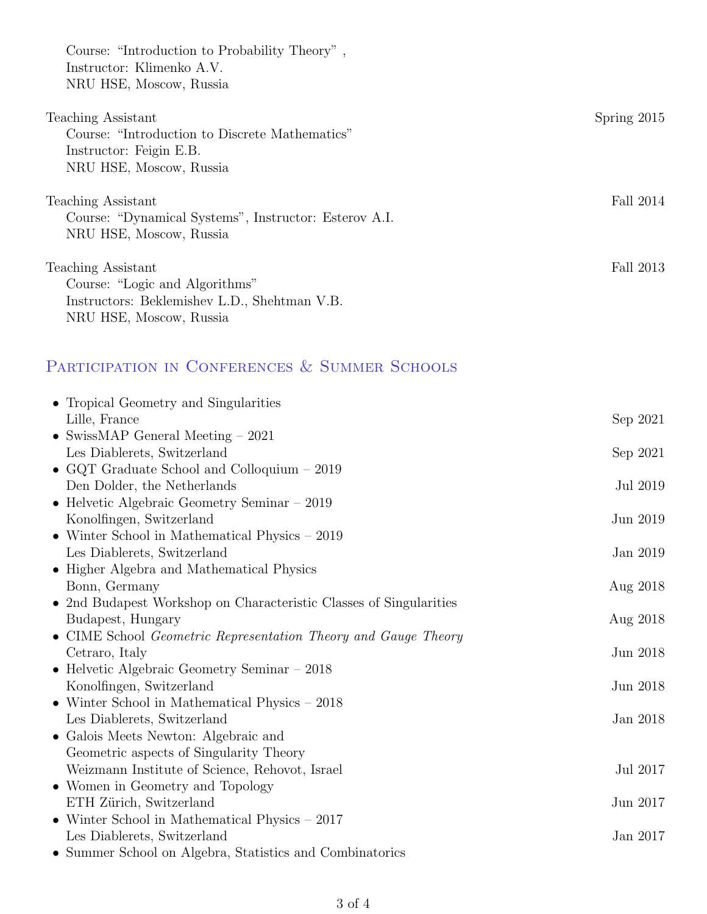Course: "Introduction to Probability Theory" ,
Instructor: Klimenko A.V.
NRU HSE, Moscow, Russia

Teaching Assistant — Spring 2015
Course: "Introduction to Discrete Mathematics"
Instructor: Feigin E.B.
NRU HSE, Moscow, Russia

Teaching Assistant — Fall 2014
Course: "Dynamical Systems", Instructor: Esterov A.I.
NRU HSE, Moscow, Russia

Teaching Assistant — Fall 2013
Course: "Logic and Algorithms"
Instructors: Beklemishev L.D., Shehtman V.B.
NRU HSE, Moscow, Russia

## Participation in Conferences & Summer Schools

- Tropical Geometry and Singularities
  Lille, France — Sep 2021
- SwissMAP General Meeting – 2021
  Les Diablerets, Switzerland — Sep 2021
- GQT Graduate School and Colloquium – 2019
  Den Dolder, the Netherlands — Jul 2019
- Helvetic Algebraic Geometry Seminar – 2019
  Konolfingen, Switzerland — Jun 2019
- Winter School in Mathematical Physics – 2019
  Les Diablerets, Switzerland — Jan 2019
- Higher Algebra and Mathematical Physics
  Bonn, Germany — Aug 2018
- 2nd Budapest Workshop on Characteristic Classes of Singularities
  Budapest, Hungary — Aug 2018
- CIME School *Geometric Representation Theory and Gauge Theory*
  Cetraro, Italy — Jun 2018
- Helvetic Algebraic Geometry Seminar – 2018
  Konolfingen, Switzerland — Jun 2018
- Winter School in Mathematical Physics – 2018
  Les Diablerets, Switzerland — Jan 2018
- Galois Meets Newton: Algebraic and
  Geometric aspects of Singularity Theory
  Weizmann Institute of Science, Rehovot, Israel — Jul 2017
- Women in Geometry and Topology
  ETH Zürich, Switzerland — Jun 2017
- Winter School in Mathematical Physics – 2017
  Les Diablerets, Switzerland — Jan 2017
- Summer School on Algebra, Statistics and Combinatorics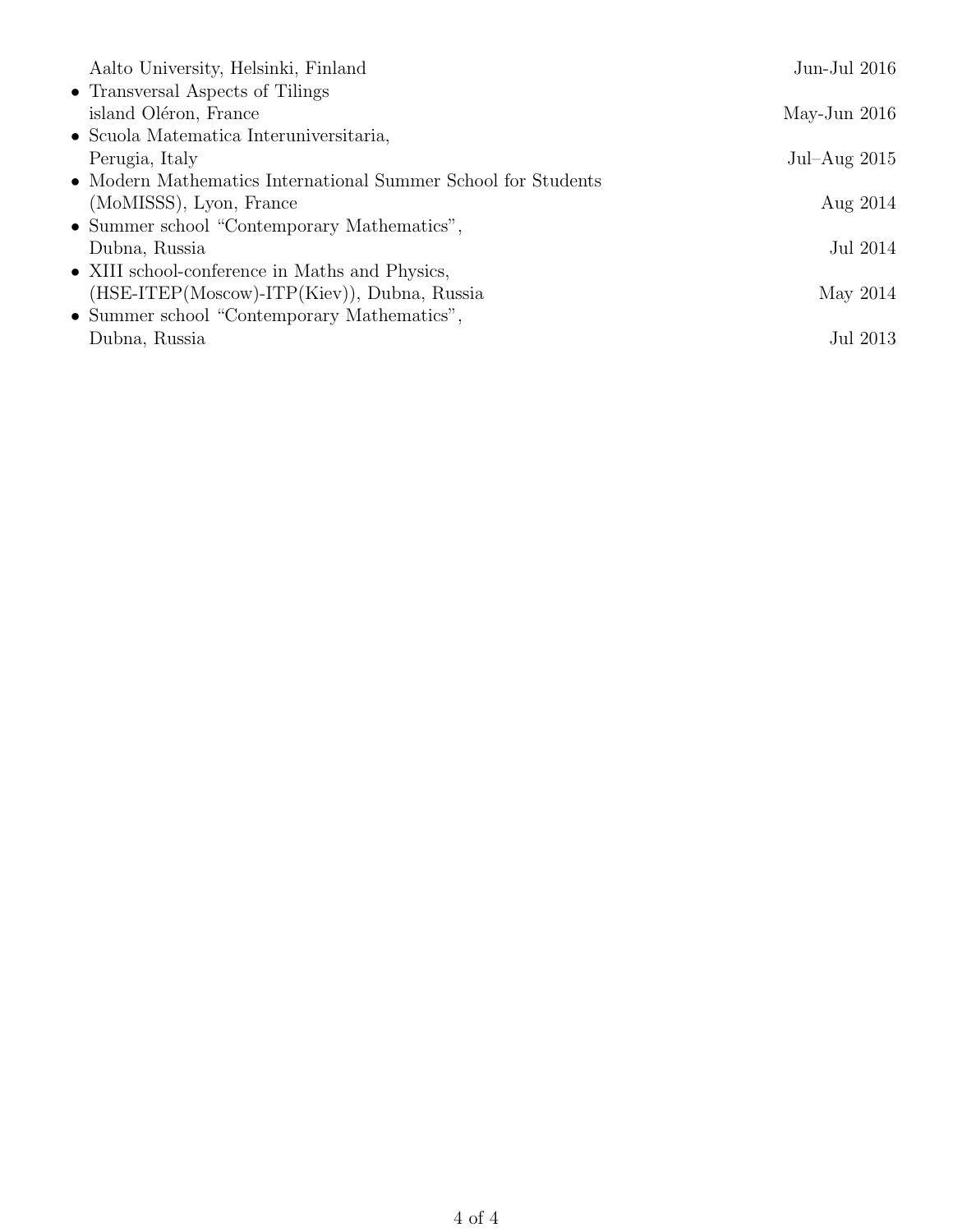Aalto University, Helsinki, Finland — Jun-Jul 2016

- Transversal Aspects of Tilings
  island Oléron, France — May-Jun 2016
- Scuola Matematica Interuniversitaria,
  Perugia, Italy — Jul–Aug 2015
- Modern Mathematics International Summer School for Students
  (MoMISSS), Lyon, France — Aug 2014
- Summer school "Contemporary Mathematics",
  Dubna, Russia — Jul 2014
- XIII school-conference in Maths and Physics,
  (HSE-ITEP(Moscow)-ITP(Kiev)), Dubna, Russia — May 2014
- Summer school "Contemporary Mathematics",
  Dubna, Russia — Jul 2013